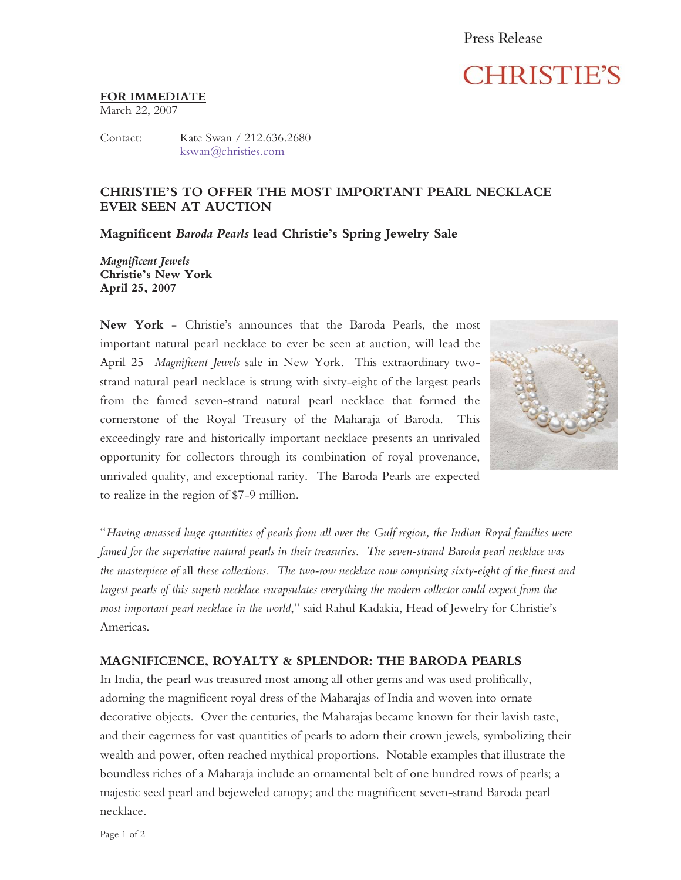Press Release

CHRISTIE'S

**FOR IMMEDIATE**
March 22, 2007

Contact: Kate Swan / 212.636.2680
kswan@christies.com

## CHRISTIE'S TO OFFER THE MOST IMPORTANT PEARL NECKLACE EVER SEEN AT AUCTION

### Magnificent *Baroda Pearls* lead Christie's Spring Jewelry Sale

***Magnificent Jewels***
**Christie's New York**
**April 25, 2007**

**New York –** Christie's announces that the Baroda Pearls, the most important natural pearl necklace to ever be seen at auction, will lead the April 25 *Magnificent Jewels* sale in New York. This extraordinary two-strand natural pearl necklace is strung with sixty-eight of the largest pearls from the famed seven-strand natural pearl necklace that formed the cornerstone of the Royal Treasury of the Maharaja of Baroda. This exceedingly rare and historically important necklace presents an unrivaled opportunity for collectors through its combination of royal provenance, unrivaled quality, and exceptional rarity. The Baroda Pearls are expected to realize in the region of $7-9 million.

"*Having amassed huge quantities of pearls from all over the Gulf region, the Indian Royal families were famed for the superlative natural pearls in their treasuries. The seven-strand Baroda pearl necklace was the masterpiece of* all *these collections. The two-row necklace now comprising sixty-eight of the finest and largest pearls of this superb necklace encapsulates everything the modern collector could expect from the most important pearl necklace in the world*," said Rahul Kadakia, Head of Jewelry for Christie's Americas.

## MAGNIFICENCE, ROYALTY & SPLENDOR: THE BARODA PEARLS

In India, the pearl was treasured most among all other gems and was used prolifically, adorning the magnificent royal dress of the Maharajas of India and woven into ornate decorative objects. Over the centuries, the Maharajas became known for their lavish taste, and their eagerness for vast quantities of pearls to adorn their crown jewels, symbolizing their wealth and power, often reached mythical proportions. Notable examples that illustrate the boundless riches of a Maharaja include an ornamental belt of one hundred rows of pearls; a majestic seed pearl and bejeweled canopy; and the magnificent seven-strand Baroda pearl necklace.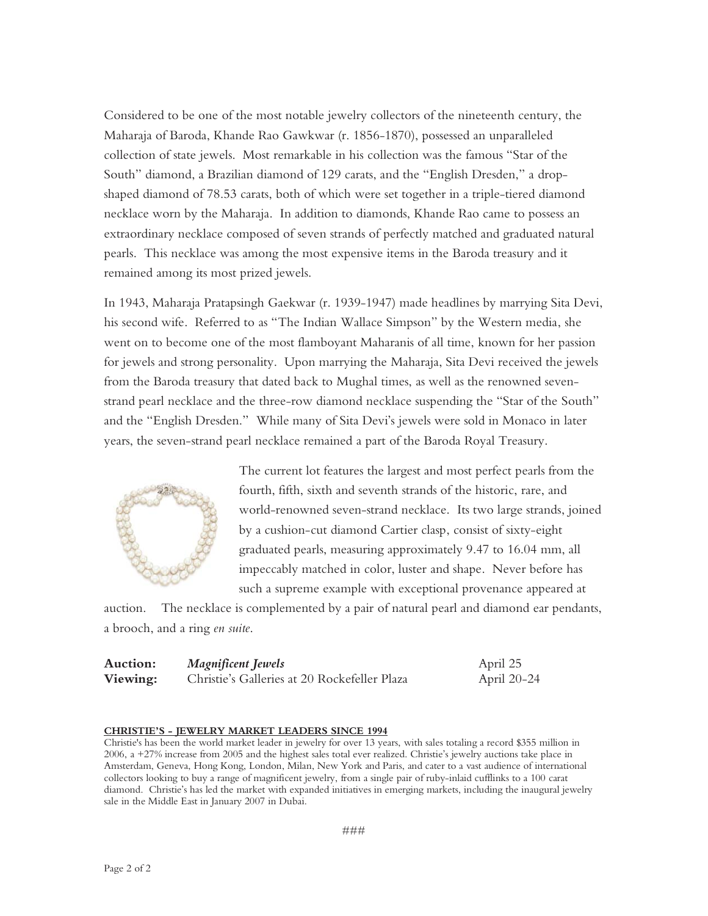Considered to be one of the most notable jewelry collectors of the nineteenth century, the Maharaja of Baroda, Khande Rao Gawkwar (r. 1856-1870), possessed an unparalleled collection of state jewels. Most remarkable in his collection was the famous "Star of the South" diamond, a Brazilian diamond of 129 carats, and the "English Dresden," a drop-shaped diamond of 78.53 carats, both of which were set together in a triple-tiered diamond necklace worn by the Maharaja. In addition to diamonds, Khande Rao came to possess an extraordinary necklace composed of seven strands of perfectly matched and graduated natural pearls. This necklace was among the most expensive items in the Baroda treasury and it remained among its most prized jewels.

In 1943, Maharaja Pratapsingh Gaekwar (r. 1939-1947) made headlines by marrying Sita Devi, his second wife. Referred to as "The Indian Wallace Simpson" by the Western media, she went on to become one of the most flamboyant Maharanis of all time, known for her passion for jewels and strong personality. Upon marrying the Maharaja, Sita Devi received the jewels from the Baroda treasury that dated back to Mughal times, as well as the renowned seven-strand pearl necklace and the three-row diamond necklace suspending the "Star of the South" and the "English Dresden." While many of Sita Devi's jewels were sold in Monaco in later years, the seven-strand pearl necklace remained a part of the Baroda Royal Treasury.

The current lot features the largest and most perfect pearls from the fourth, fifth, sixth and seventh strands of the historic, rare, and world-renowned seven-strand necklace. Its two large strands, joined by a cushion-cut diamond Cartier clasp, consist of sixty-eight graduated pearls, measuring approximately 9.47 to 16.04 mm, all impeccably matched in color, luster and shape. Never before has such a supreme example with exceptional provenance appeared at auction. The necklace is complemented by a pair of natural pearl and diamond ear pendants, a brooch, and a ring *en suite*.

| | | |
|---|---|---|
| **Auction:** | ***Magnificent Jewels*** | April 25 |
| **Viewing:** | Christie's Galleries at 20 Rockefeller Plaza | April 20-24 |

**CHRISTIE'S - JEWELRY MARKET LEADERS SINCE 1994**

Christie's has been the world market leader in jewelry for over 13 years, with sales totaling a record $355 million in 2006, a +27% increase from 2005 and the highest sales total ever realized. Christie's jewelry auctions take place in Amsterdam, Geneva, Hong Kong, London, Milan, New York and Paris, and cater to a vast audience of international collectors looking to buy a range of magnificent jewelry, from a single pair of ruby-inlaid cufflinks to a 100 carat diamond. Christie's has led the market with expanded initiatives in emerging markets, including the inaugural jewelry sale in the Middle East in January 2007 in Dubai.

###